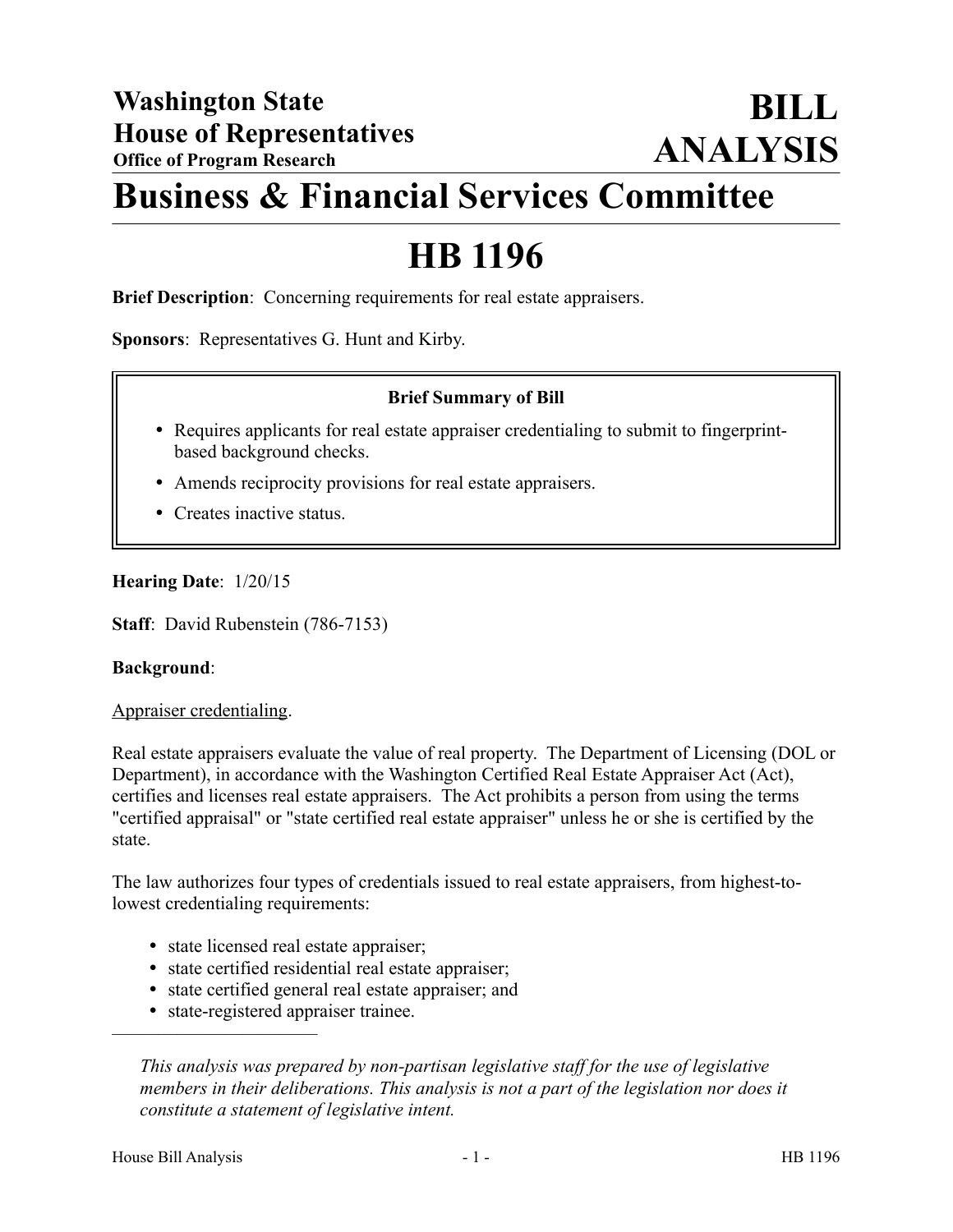# Washington State House of Representatives

**Office of Program Research**

# BILL ANALYSIS

# Business & Financial Services Committee

# HB 1196

**Brief Description**: Concerning requirements for real estate appraisers.

**Sponsors**: Representatives G. Hunt and Kirby.

**Brief Summary of Bill**

- Requires applicants for real estate appraiser credentialing to submit to fingerprint-based background checks.
- Amends reciprocity provisions for real estate appraisers.
- Creates inactive status.

**Hearing Date**: 1/20/15

**Staff**: David Rubenstein (786-7153)

**Background**:

Appraiser credentialing.

Real estate appraisers evaluate the value of real property. The Department of Licensing (DOL or Department), in accordance with the Washington Certified Real Estate Appraiser Act (Act), certifies and licenses real estate appraisers. The Act prohibits a person from using the terms "certified appraisal" or "state certified real estate appraiser" unless he or she is certified by the state.

The law authorizes four types of credentials issued to real estate appraisers, from highest-to-lowest credentialing requirements:

- state licensed real estate appraiser;
- state certified residential real estate appraiser;
- state certified general real estate appraiser; and
- state-registered appraiser trainee.

---

*This analysis was prepared by non-partisan legislative staff for the use of legislative members in their deliberations. This analysis is not a part of the legislation nor does it constitute a statement of legislative intent.*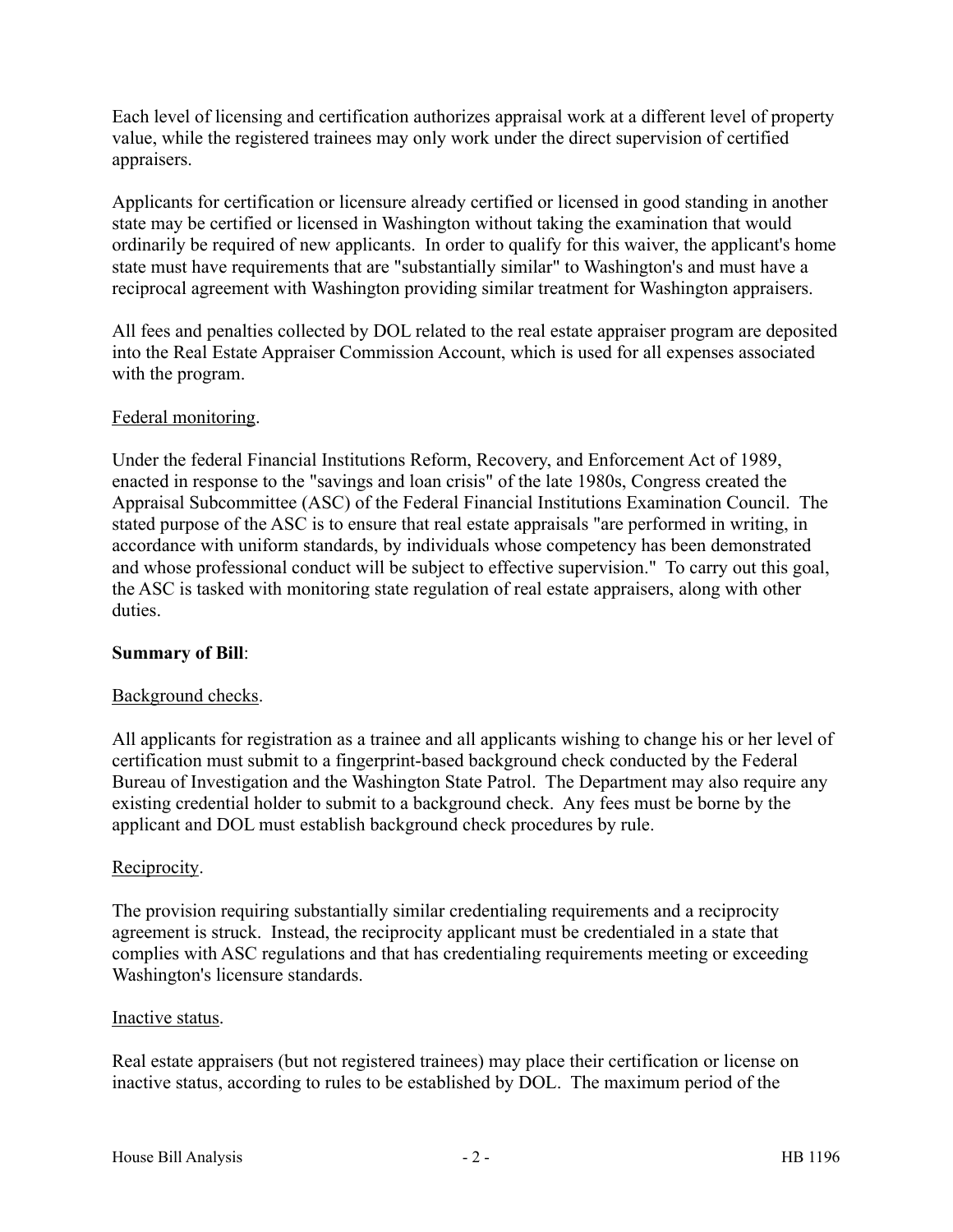Each level of licensing and certification authorizes appraisal work at a different level of property value, while the registered trainees may only work under the direct supervision of certified appraisers.

Applicants for certification or licensure already certified or licensed in good standing in another state may be certified or licensed in Washington without taking the examination that would ordinarily be required of new applicants. In order to qualify for this waiver, the applicant's home state must have requirements that are "substantially similar" to Washington's and must have a reciprocal agreement with Washington providing similar treatment for Washington appraisers.

All fees and penalties collected by DOL related to the real estate appraiser program are deposited into the Real Estate Appraiser Commission Account, which is used for all expenses associated with the program.

Federal monitoring.

Under the federal Financial Institutions Reform, Recovery, and Enforcement Act of 1989, enacted in response to the "savings and loan crisis" of the late 1980s, Congress created the Appraisal Subcommittee (ASC) of the Federal Financial Institutions Examination Council. The stated purpose of the ASC is to ensure that real estate appraisals "are performed in writing, in accordance with uniform standards, by individuals whose competency has been demonstrated and whose professional conduct will be subject to effective supervision." To carry out this goal, the ASC is tasked with monitoring state regulation of real estate appraisers, along with other duties.

**Summary of Bill**:

Background checks.

All applicants for registration as a trainee and all applicants wishing to change his or her level of certification must submit to a fingerprint-based background check conducted by the Federal Bureau of Investigation and the Washington State Patrol. The Department may also require any existing credential holder to submit to a background check. Any fees must be borne by the applicant and DOL must establish background check procedures by rule.

Reciprocity.

The provision requiring substantially similar credentialing requirements and a reciprocity agreement is struck. Instead, the reciprocity applicant must be credentialed in a state that complies with ASC regulations and that has credentialing requirements meeting or exceeding Washington's licensure standards.

Inactive status.

Real estate appraisers (but not registered trainees) may place their certification or license on inactive status, according to rules to be established by DOL. The maximum period of the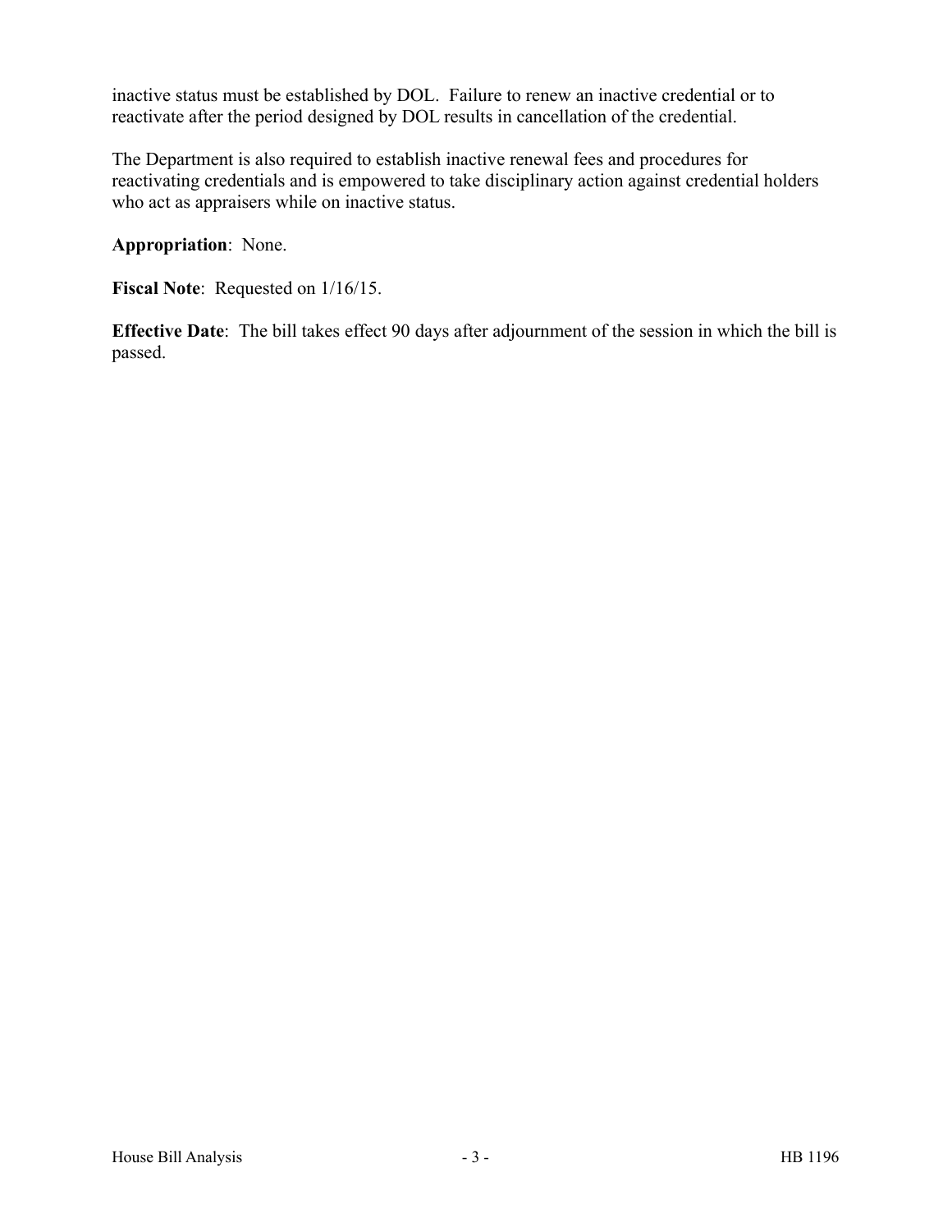inactive status must be established by DOL. Failure to renew an inactive credential or to reactivate after the period designed by DOL results in cancellation of the credential.

The Department is also required to establish inactive renewal fees and procedures for reactivating credentials and is empowered to take disciplinary action against credential holders who act as appraisers while on inactive status.

**Appropriation**: None.

**Fiscal Note**: Requested on 1/16/15.

**Effective Date**: The bill takes effect 90 days after adjournment of the session in which the bill is passed.